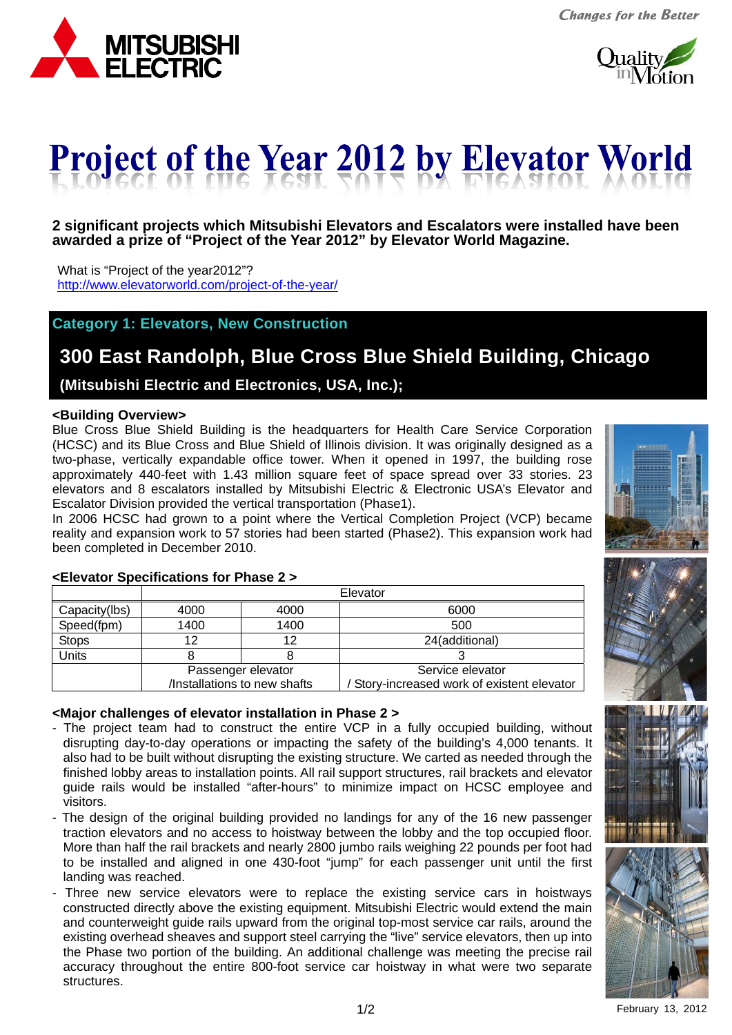# Project of the Year 2012 by Elevator World

**2 significant projects which Mitsubishi Elevators and Escalators were installed have been awarded a prize of "Project of the Year 2012" by Elevator World Magazine.**

What is "Project of the year2012"?
http://www.elevatorworld.com/project-of-the-year/

## Category 1: Elevators, New Construction

## 300 East Randolph, Blue Cross Blue Shield Building, Chicago

### (Mitsubishi Electric and Electronics, USA, Inc.);

**<Building Overview>**

Blue Cross Blue Shield Building is the headquarters for Health Care Service Corporation (HCSC) and its Blue Cross and Blue Shield of Illinois division. It was originally designed as a two-phase, vertically expandable office tower. When it opened in 1997, the building rose approximately 440-feet with 1.43 million square feet of space spread over 33 stories. 23 elevators and 8 escalators installed by Mitsubishi Electric & Electronic USA's Elevator and Escalator Division provided the vertical transportation (Phase1).

In 2006 HCSC had grown to a point where the Vertical Completion Project (VCP) became reality and expansion work to 57 stories had been started (Phase2). This expansion work had been completed in December 2010.

**<Elevator Specifications for Phase 2 >**

| | Elevator | | |
|---|---|---|---|
| Capacity(lbs) | 4000 | 4000 | 6000 |
| Speed(fpm) | 1400 | 1400 | 500 |
| Stops | 12 | 12 | 24(additional) |
| Units | 8 | 8 | 3 |
| | Passenger elevator /Installations to new shafts | | Service elevator / Story-increased work of existent elevator |

**<Major challenges of elevator installation in Phase 2 >**

- The project team had to construct the entire VCP in a fully occupied building, without disrupting day-to-day operations or impacting the safety of the building's 4,000 tenants. It also had to be built without disrupting the existing structure. We carted as needed through the finished lobby areas to installation points. All rail support structures, rail brackets and elevator guide rails would be installed "after-hours" to minimize impact on HCSC employee and visitors.
- The design of the original building provided no landings for any of the 16 new passenger traction elevators and no access to hoistway between the lobby and the top occupied floor. More than half the rail brackets and nearly 2800 jumbo rails weighing 22 pounds per foot had to be installed and aligned in one 430-foot "jump" for each passenger unit until the first landing was reached.
- Three new service elevators were to replace the existing service cars in hoistways constructed directly above the existing equipment. Mitsubishi Electric would extend the main and counterweight guide rails upward from the original top-most service car rails, around the existing overhead sheaves and support steel carrying the "live" service elevators, then up into the Phase two portion of the building. An additional challenge was meeting the precise rail accuracy throughout the entire 800-foot service car hoistway in what were two separate structures.

February 13, 2012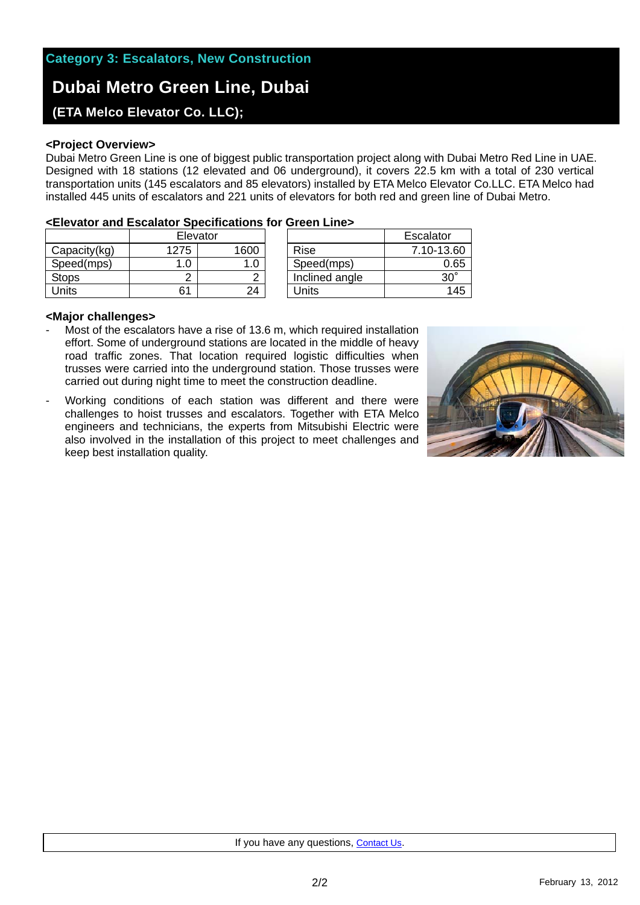**Category 3: Escalators, New Construction**

# Dubai Metro Green Line, Dubai

**(ETA Melco Elevator Co. LLC);**

**<Project Overview>**

Dubai Metro Green Line is one of biggest public transportation project along with Dubai Metro Red Line in UAE. Designed with 18 stations (12 elevated and 06 underground), it covers 22.5 km with a total of 230 vertical transportation units (145 escalators and 85 elevators) installed by ETA Melco Elevator Co.LLC. ETA Melco had installed 445 units of escalators and 221 units of elevators for both red and green line of Dubai Metro.

**<Elevator and Escalator Specifications for Green Line>**

| | Elevator | |
|---|---|---|
| Capacity(kg) | 1275 | 1600 |
| Speed(mps) | 1.0 | 1.0 |
| Stops | 2 | 2 |
| Units | 61 | 24 |

| | Escalator |
|---|---|
| Rise | 7.10-13.60 |
| Speed(mps) | 0.65 |
| Inclined angle | 30° |
| Units | 145 |

**<Major challenges>**

- Most of the escalators have a rise of 13.6 m, which required installation effort. Some of underground stations are located in the middle of heavy road traffic zones. That location required logistic difficulties when trusses were carried into the underground station. Those trusses were carried out during night time to meet the construction deadline.
- Working conditions of each station was different and there were challenges to hoist trusses and escalators. Together with ETA Melco engineers and technicians, the experts from Mitsubishi Electric were also involved in the installation of this project to meet challenges and keep best installation quality.

If you have any questions, Contact Us.

February 13, 2012